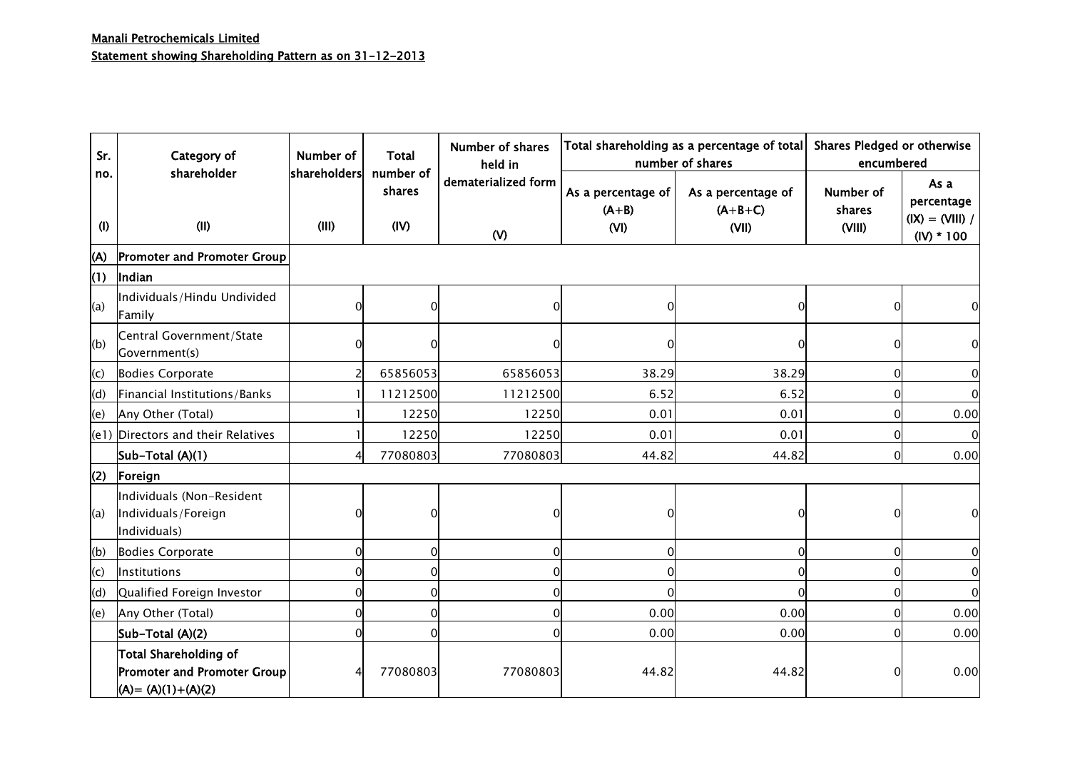**Manali Petrochemicals Limited**

**Statement showing Shareholding Pattern as on 31-12-2013**

| Sr. no. | Category of shareholder | Number of shareholders | Total number of shares | Number of shares held in dematerialized form | Total shareholding as a percentage of total number of shares | | Shares Pledged or otherwise encumbered | |
|---|---|---|---|---|---|---|---|---|
| | | | | | As a percentage of (A+B) | As a percentage of (A+B+C) | Number of shares | As a percentage |
| (I) | (II) | (III) | (IV) | (V) | (VI) | (VII) | (VIII) | (IX) = (VIII) / (IV) * 100 |
| **(A)** | **Promoter and Promoter Group** | | | | | | | |
| **(1)** | **Indian** | | | | | | | |
| (a) | Individuals/Hindu Undivided Family | 0 | 0 | 0 | 0 | 0 | 0 | 0 |
| (b) | Central Government/State Government(s) | 0 | 0 | 0 | 0 | 0 | 0 | 0 |
| (c) | Bodies Corporate | 2 | 65856053 | 65856053 | 38.29 | 38.29 | 0 | 0 |
| (d) | Financial Institutions/Banks | 1 | 11212500 | 11212500 | 6.52 | 6.52 | 0 | 0 |
| (e) | Any Other (Total) | 1 | 12250 | 12250 | 0.01 | 0.01 | 0 | 0.00 |
| (e1) | Directors and their Relatives | 1 | 12250 | 12250 | 0.01 | 0.01 | 0 | 0 |
| | **Sub-Total (A)(1)** | 4 | 77080803 | 77080803 | 44.82 | 44.82 | 0 | 0.00 |
| **(2)** | **Foreign** | | | | | | | |
| (a) | Individuals (Non-Resident Individuals/Foreign Individuals) | 0 | 0 | 0 | 0 | 0 | 0 | 0 |
| (b) | Bodies Corporate | 0 | 0 | 0 | 0 | 0 | 0 | 0 |
| (c) | Institutions | 0 | 0 | 0 | 0 | 0 | 0 | 0 |
| (d) | Qualified Foreign Investor | 0 | 0 | 0 | 0 | 0 | 0 | 0 |
| (e) | Any Other (Total) | 0 | 0 | 0 | 0.00 | 0.00 | 0 | 0.00 |
| | **Sub-Total (A)(2)** | 0 | 0 | 0 | 0.00 | 0.00 | 0 | 0.00 |
| | **Total Shareholding of Promoter and Promoter Group (A)= (A)(1)+(A)(2)** | 4 | 77080803 | 77080803 | 44.82 | 44.82 | 0 | 0.00 |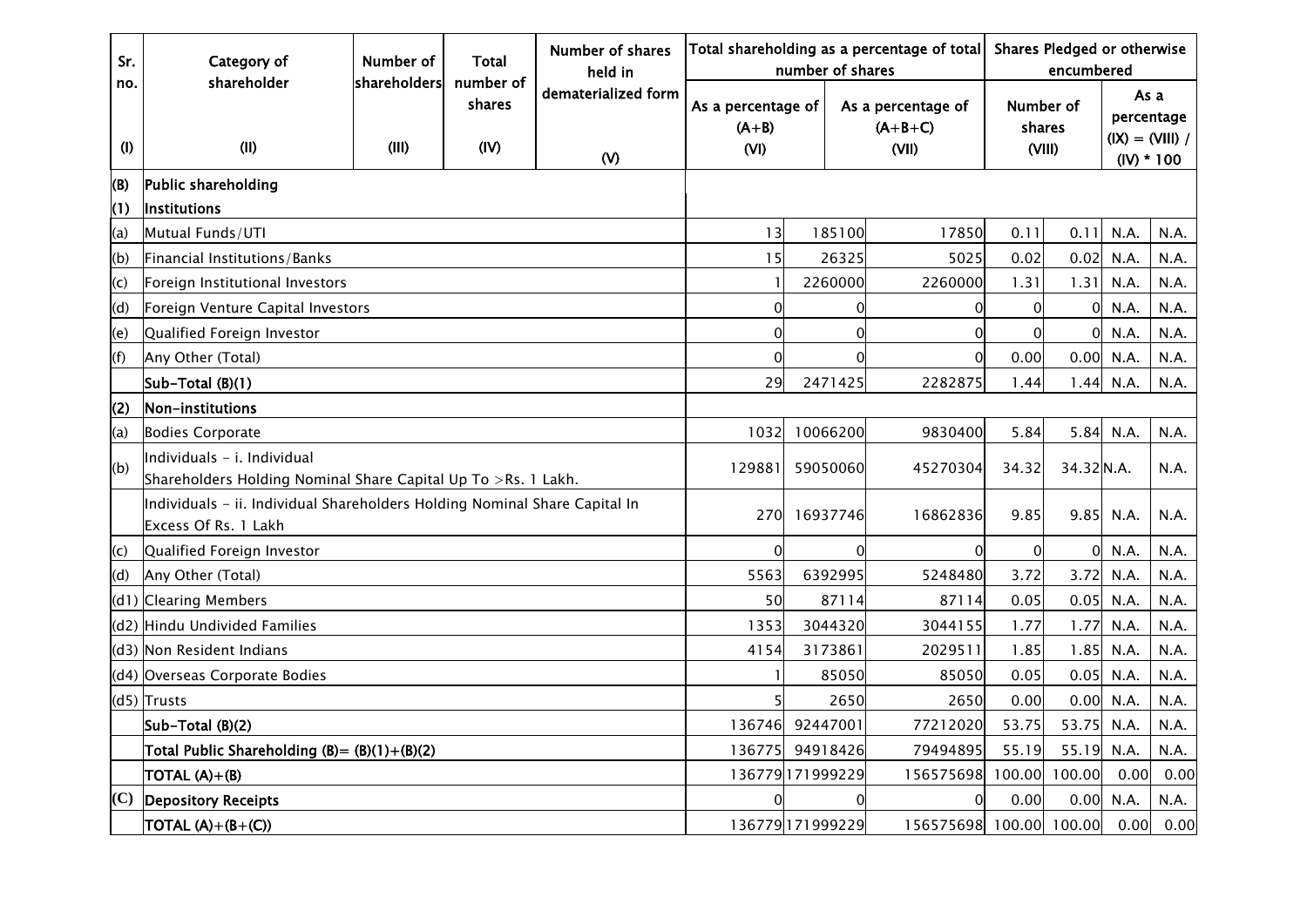| Sr. no. | Category of shareholder | Number of shareholders | Total number of shares | Number of shares held in dematerialized form | Total shareholding as a percentage of total number of shares | | Shares Pledged or otherwise encumbered | |
|---|---|---|---|---|---|---|---|---|
| | | | | | As a percentage of (A+B) | As a percentage of (A+B+C) | Number of shares | As a percentage (IX) = (VIII) / (IV) * 100 |
| (I) | (II) | (III) | (IV) | (V) | (VI) | (VII) | (VIII) | |
| **(B)** | **Public shareholding** | | | | | | | |
| **(1)** | **Institutions** | | | | | | | |
| (a) | Mutual Funds/UTI | 13 | 185100 | 17850 | 0.11 | 0.11 | N.A. | N.A. |
| (b) | Financial Institutions/Banks | 15 | 26325 | 5025 | 0.02 | 0.02 | N.A. | N.A. |
| (c) | Foreign Institutional Investors | 1 | 2260000 | 2260000 | 1.31 | 1.31 | N.A. | N.A. |
| (d) | Foreign Venture Capital Investors | 0 | 0 | 0 | 0 | 0 | N.A. | N.A. |
| (e) | Qualified Foreign Investor | 0 | 0 | 0 | 0 | 0 | N.A. | N.A. |
| (f) | Any Other (Total) | 0 | 0 | 0 | 0.00 | 0.00 | N.A. | N.A. |
| | **Sub-Total (B)(1)** | 29 | 2471425 | 2282875 | 1.44 | 1.44 | N.A. | N.A. |
| **(2)** | **Non-institutions** | | | | | | | |
| (a) | Bodies Corporate | 1032 | 10066200 | 9830400 | 5.84 | 5.84 | N.A. | N.A. |
| (b) | Individuals - i. Individual Shareholders Holding Nominal Share Capital Up To >Rs. 1 Lakh. | 129881 | 59050060 | 45270304 | 34.32 | 34.32 | N.A. | N.A. |
| | Individuals - ii. Individual Shareholders Holding Nominal Share Capital In Excess Of Rs. 1 Lakh | 270 | 16937746 | 16862836 | 9.85 | 9.85 | N.A. | N.A. |
| (c) | Qualified Foreign Investor | 0 | 0 | 0 | 0 | 0 | N.A. | N.A. |
| (d) | Any Other (Total) | 5563 | 6392995 | 5248480 | 3.72 | 3.72 | N.A. | N.A. |
| (d1) | Clearing Members | 50 | 87114 | 87114 | 0.05 | 0.05 | N.A. | N.A. |
| (d2) | Hindu Undivided Families | 1353 | 3044320 | 3044155 | 1.77 | 1.77 | N.A. | N.A. |
| (d3) | Non Resident Indians | 4154 | 3173861 | 2029511 | 1.85 | 1.85 | N.A. | N.A. |
| (d4) | Overseas Corporate Bodies | 1 | 85050 | 85050 | 0.05 | 0.05 | N.A. | N.A. |
| (d5) | Trusts | 5 | 2650 | 2650 | 0.00 | 0.00 | N.A. | N.A. |
| | **Sub-Total (B)(2)** | 136746 | 92447001 | 77212020 | 53.75 | 53.75 | N.A. | N.A. |
| | **Total Public Shareholding (B)= (B)(1)+(B)(2)** | 136775 | 94918426 | 79494895 | 55.19 | 55.19 | N.A. | N.A. |
| | **TOTAL (A)+(B)** | 136779 | 171999229 | 156575698 | 100.00 | 100.00 | 0.00 | 0.00 |
| **(C)** | **Depository Receipts** | 0 | 0 | 0 | 0.00 | 0.00 | N.A. | N.A. |
| | **TOTAL (A)+(B+(C))** | 136779 | 171999229 | 156575698 | 100.00 | 100.00 | 0.00 | 0.00 |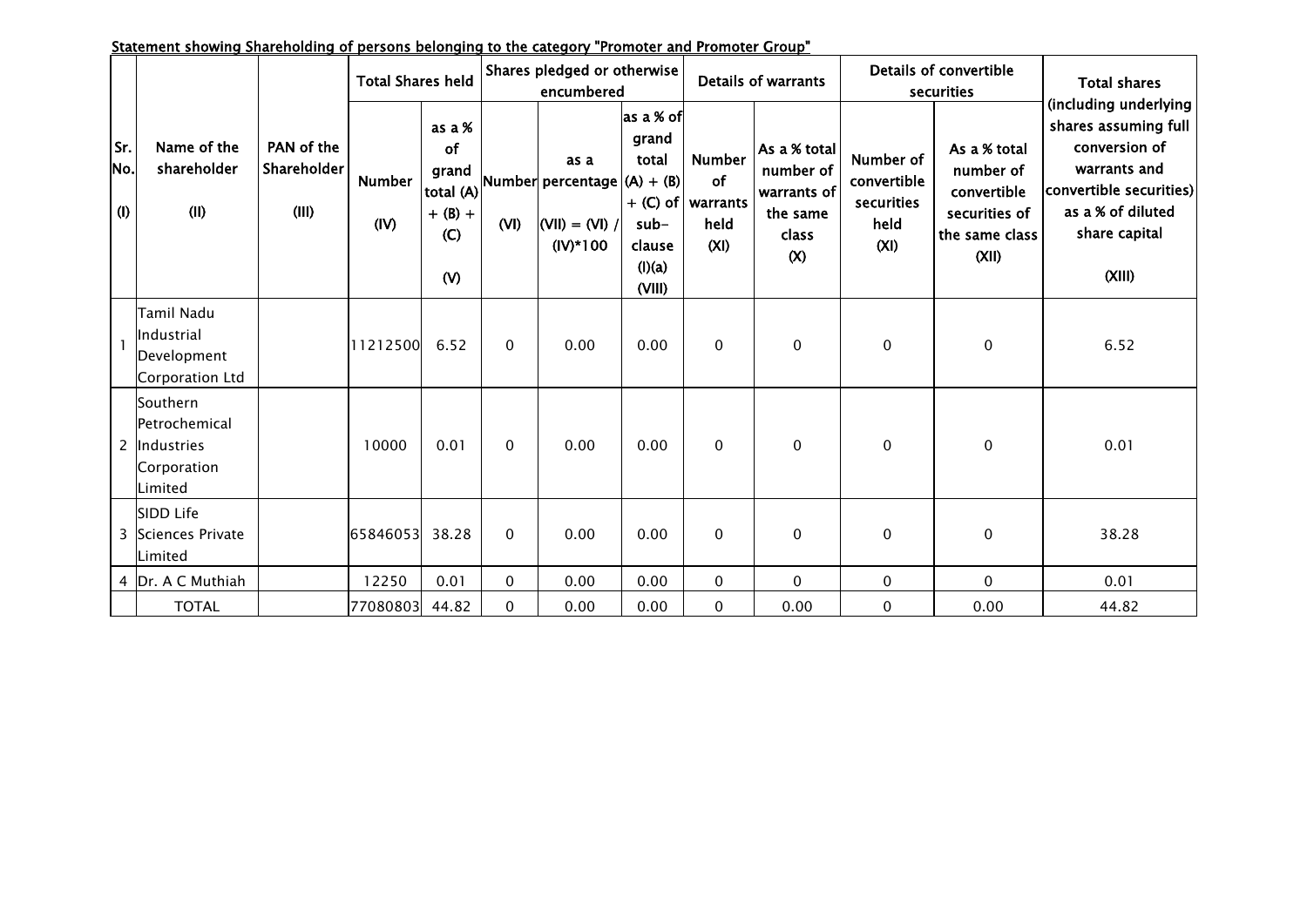**Statement showing Shareholding of persons belonging to the category "Promoter and Promoter Group"**

| Sr. No. (I) | Name of the shareholder (II) | PAN of the Shareholder (III) | Total Shares held | | Shares pledged or otherwise encumbered | | | Details of warrants | | Details of convertible securities | | Total shares (including underlying shares assuming full conversion of warrants and convertible securities) as a % of diluted share capital (XIII) |
|---|---|---|---|---|---|---|---|---|---|---|---|---|
| | | | Number (IV) | as a % of grand total (A) + (B) + (C) (V) | Number (VI) | as a percentage (VII) = (VI) / (IV)*100 | as a % of grand total (A) + (B) + (C) of sub-clause (I)(a) (VIII) | Number of warrants held (XI) | As a % total number of warrants of the same class (X) | Number of convertible securities held (XI) | As a % total number of convertible securities of the same class (XII) | |
| 1 | Tamil Nadu Industrial Development Corporation Ltd | | 11212500 | 6.52 | 0 | 0.00 | 0.00 | 0 | 0 | 0 | 0 | 6.52 |
| 2 | Southern Petrochemical Industries Corporation Limited | | 10000 | 0.01 | 0 | 0.00 | 0.00 | 0 | 0 | 0 | 0 | 0.01 |
| 3 | SIDD Life Sciences Private Limited | | 65846053 | 38.28 | 0 | 0.00 | 0.00 | 0 | 0 | 0 | 0 | 38.28 |
| 4 | Dr. A C Muthiah | | 12250 | 0.01 | 0 | 0.00 | 0.00 | 0 | 0 | 0 | 0 | 0.01 |
| | TOTAL | | 77080803 | 44.82 | 0 | 0.00 | 0.00 | 0 | 0.00 | 0 | 0.00 | 44.82 |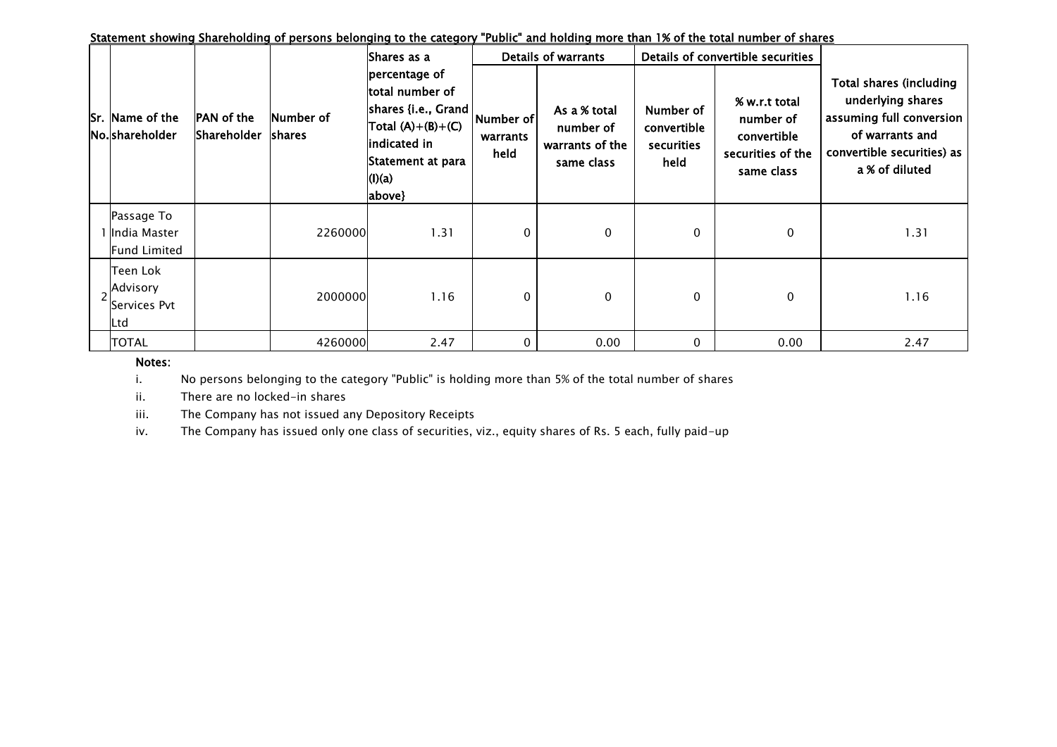Statement showing Shareholding of persons belonging to the category "Public" and holding more than 1% of the total number of shares

| Sr. No. | Name of the shareholder | PAN of the Shareholder | Number of shares | Shares as a percentage of total number of shares {i.e., Grand Total (A)+(B)+(C) indicated in Statement at para (I)(a) above} | Details of warrants | | Details of convertible securities | | Total shares (including underlying shares assuming full conversion of warrants and convertible securities) as a % of diluted |
|---|---|---|---|---|---|---|---|---|---|
| | | | | | Number of warrants held | As a % total number of warrants of the same class | Number of convertible securities held | % w.r.t total number of convertible securities of the same class | |
| 1 | Passage To India Master Fund Limited | | 2260000 | 1.31 | 0 | 0 | 0 | 0 | 1.31 |
| 2 | Teen Lok Advisory Services Pvt Ltd | | 2000000 | 1.16 | 0 | 0 | 0 | 0 | 1.16 |
| | TOTAL | | 4260000 | 2.47 | 0 | 0.00 | 0 | 0.00 | 2.47 |

**Notes:**

i. No persons belonging to the category "Public" is holding more than 5% of the total number of shares

ii. There are no locked-in shares

iii. The Company has not issued any Depository Receipts

iv. The Company has issued only one class of securities, viz., equity shares of Rs. 5 each, fully paid-up